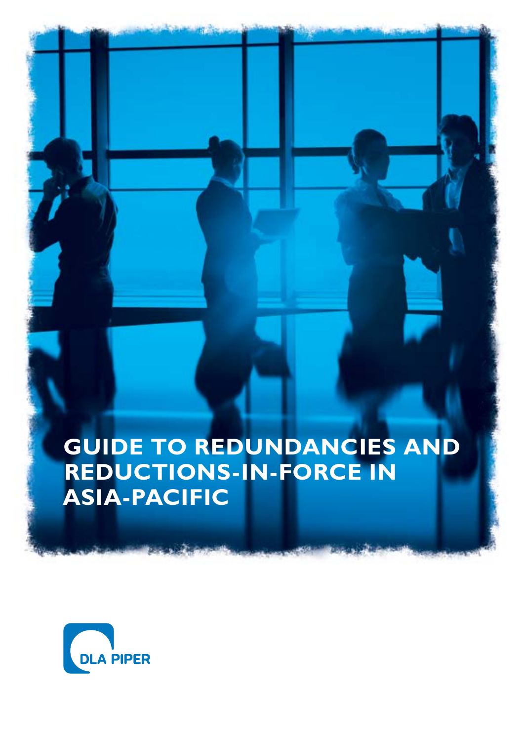# GUIDE TO REDUNDANCIES AND REDUCTIONS-IN-FORCE IN ASIA-PACIFIC

DLA PIPER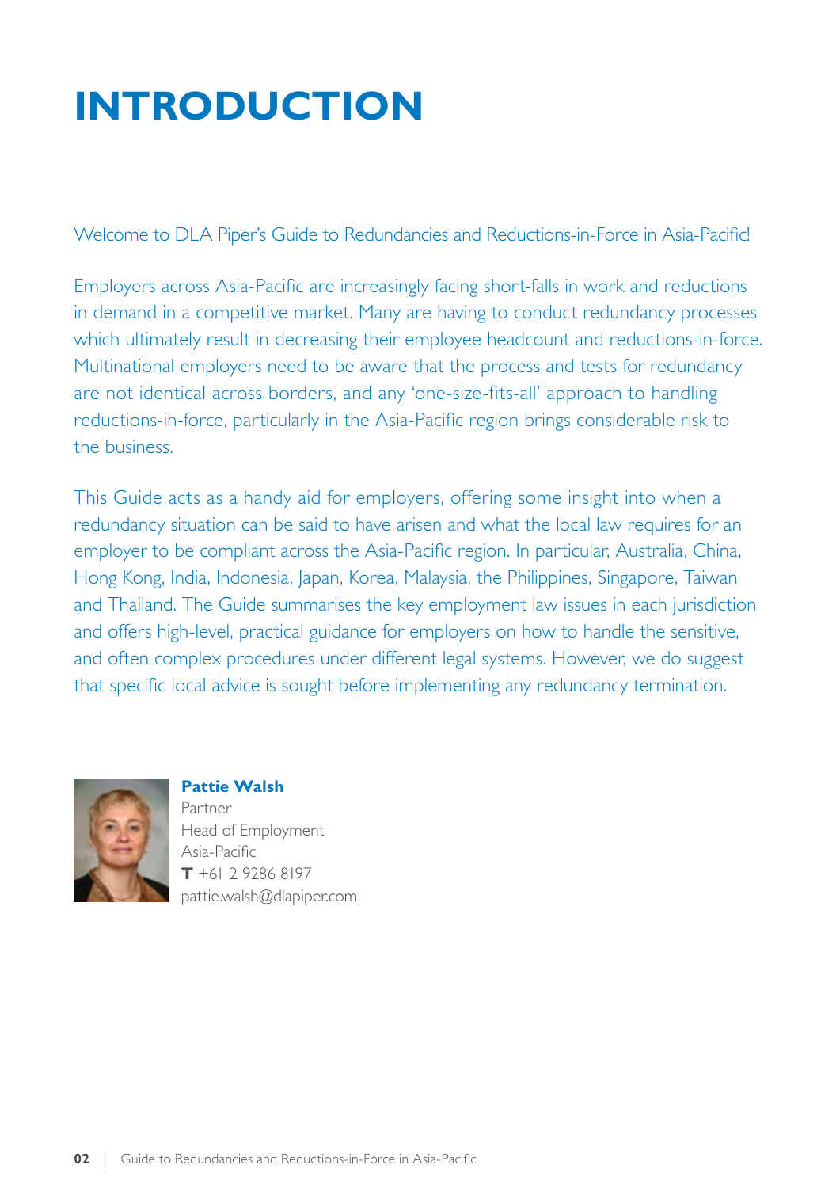# INTRODUCTION

Welcome to DLA Piper's Guide to Redundancies and Reductions-in-Force in Asia-Pacific!

Employers across Asia-Pacific are increasingly facing short-falls in work and reductions in demand in a competitive market. Many are having to conduct redundancy processes which ultimately result in decreasing their employee headcount and reductions-in-force. Multinational employers need to be aware that the process and tests for redundancy are not identical across borders, and any 'one-size-fits-all' approach to handling reductions-in-force, particularly in the Asia-Pacific region brings considerable risk to the business.

This Guide acts as a handy aid for employers, offering some insight into when a redundancy situation can be said to have arisen and what the local law requires for an employer to be compliant across the Asia-Pacific region. In particular, Australia, China, Hong Kong, India, Indonesia, Japan, Korea, Malaysia, the Philippines, Singapore, Taiwan and Thailand. The Guide summarises the key employment law issues in each jurisdiction and offers high-level, practical guidance for employers on how to handle the sensitive, and often complex procedures under different legal systems. However, we do suggest that specific local advice is sought before implementing any redundancy termination.

**Pattie Walsh**
Partner
Head of Employment
Asia-Pacific
**T** +61 2 9286 8197
pattie.walsh@dlapiper.com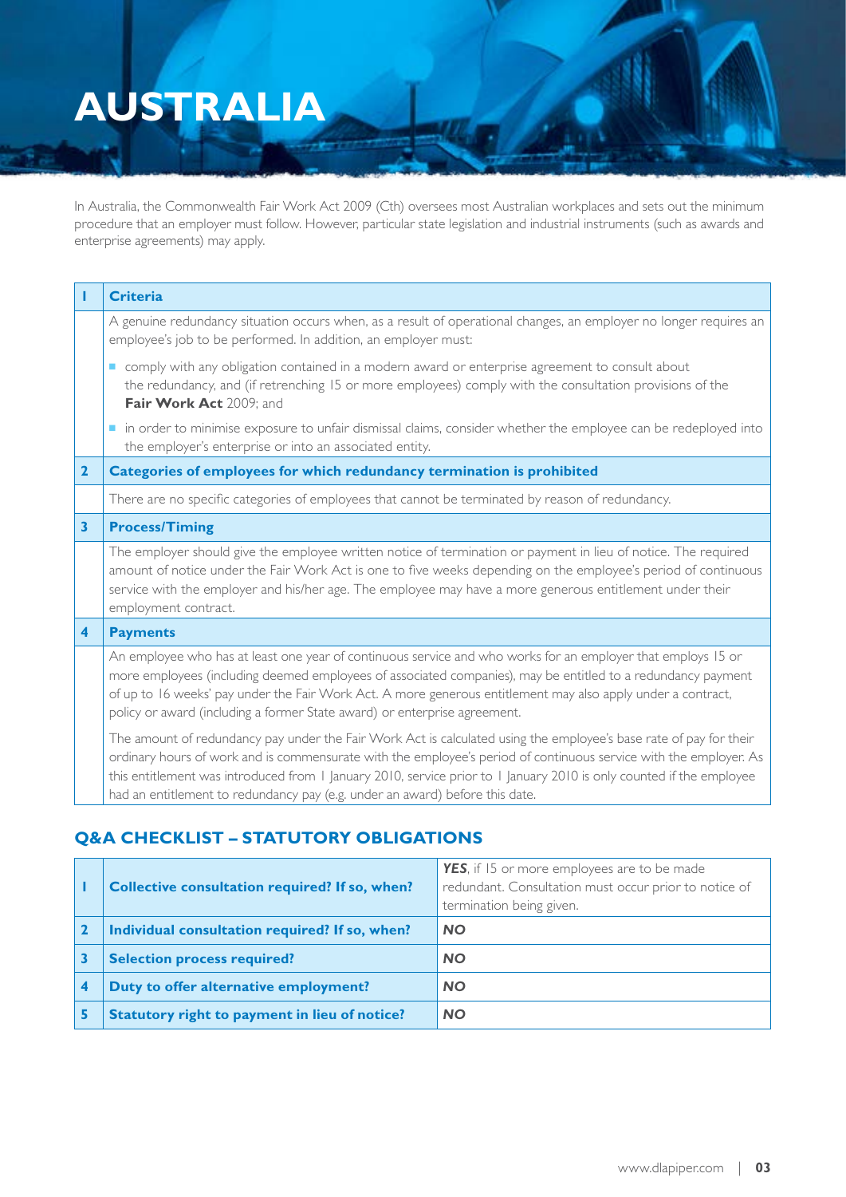# AUSTRALIA

In Australia, the Commonwealth Fair Work Act 2009 (Cth) oversees most Australian workplaces and sets out the minimum procedure that an employer must follow. However, particular state legislation and industrial instruments (such as awards and enterprise agreements) may apply.

| | |
|---|---|
| **1** | **Criteria** |
| | A genuine redundancy situation occurs when, as a result of operational changes, an employer no longer requires an employee's job to be performed. In addition, an employer must:<br>▪ comply with any obligation contained in a modern award or enterprise agreement to consult about the redundancy, and (if retrenching 15 or more employees) comply with the consultation provisions of the **Fair Work Act** 2009; and<br>▪ in order to minimise exposure to unfair dismissal claims, consider whether the employee can be redeployed into the employer's enterprise or into an associated entity. |
| **2** | **Categories of employees for which redundancy termination is prohibited** |
| | There are no specific categories of employees that cannot be terminated by reason of redundancy. |
| **3** | **Process/Timing** |
| | The employer should give the employee written notice of termination or payment in lieu of notice. The required amount of notice under the Fair Work Act is one to five weeks depending on the employee's period of continuous service with the employer and his/her age. The employee may have a more generous entitlement under their employment contract. |
| **4** | **Payments** |
| | An employee who has at least one year of continuous service and who works for an employer that employs 15 or more employees (including deemed employees of associated companies), may be entitled to a redundancy payment of up to 16 weeks' pay under the Fair Work Act. A more generous entitlement may also apply under a contract, policy or award (including a former State award) or enterprise agreement.<br><br>The amount of redundancy pay under the Fair Work Act is calculated using the employee's base rate of pay for their ordinary hours of work and is commensurate with the employee's period of continuous service with the employer. As this entitlement was introduced from 1 January 2010, service prior to 1 January 2010 is only counted if the employee had an entitlement to redundancy pay (e.g. under an award) before this date. |

## Q&A CHECKLIST – STATUTORY OBLIGATIONS

| | | |
|---|---|---|
| **1** | **Collective consultation required? If so, when?** | ***YES***, if 15 or more employees are to be made redundant. Consultation must occur prior to notice of termination being given. |
| **2** | **Individual consultation required? If so, when?** | ***NO*** |
| **3** | **Selection process required?** | ***NO*** |
| **4** | **Duty to offer alternative employment?** | ***NO*** |
| **5** | **Statutory right to payment in lieu of notice?** | ***NO*** |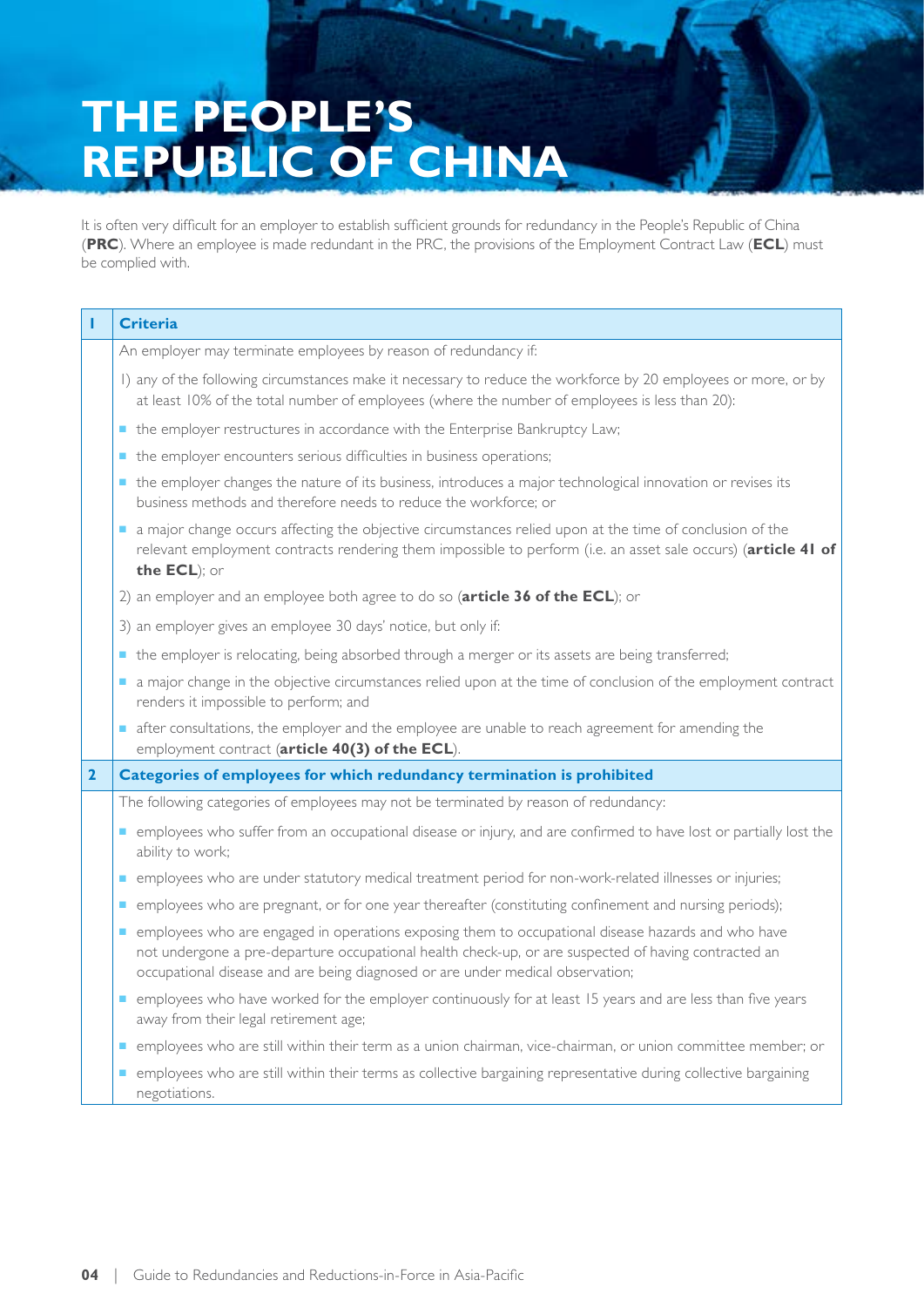# THE PEOPLE'S REPUBLIC OF CHINA

It is often very difficult for an employer to establish sufficient grounds for redundancy in the People's Republic of China (**PRC**). Where an employee is made redundant in the PRC, the provisions of the Employment Contract Law (**ECL**) must be complied with.

| 1 | Criteria |
|---|---|
| | An employer may terminate employees by reason of redundancy if:<br><br>1) any of the following circumstances make it necessary to reduce the workforce by 20 employees or more, or by at least 10% of the total number of employees (where the number of employees is less than 20):<br>- the employer restructures in accordance with the Enterprise Bankruptcy Law;<br>- the employer encounters serious difficulties in business operations;<br>- the employer changes the nature of its business, introduces a major technological innovation or revises its business methods and therefore needs to reduce the workforce; or<br>- a major change occurs affecting the objective circumstances relied upon at the time of conclusion of the relevant employment contracts rendering them impossible to perform (i.e. an asset sale occurs) (**article 41 of the ECL**); or<br><br>2) an employer and an employee both agree to do so (**article 36 of the ECL**); or<br><br>3) an employer gives an employee 30 days' notice, but only if:<br>- the employer is relocating, being absorbed through a merger or its assets are being transferred;<br>- a major change in the objective circumstances relied upon at the time of conclusion of the employment contract renders it impossible to perform; and<br>- after consultations, the employer and the employee are unable to reach agreement for amending the employment contract (**article 40(3) of the ECL**). |
| **2** | **Categories of employees for which redundancy termination is prohibited** |
| | The following categories of employees may not be terminated by reason of redundancy:<br>- employees who suffer from an occupational disease or injury, and are confirmed to have lost or partially lost the ability to work;<br>- employees who are under statutory medical treatment period for non-work-related illnesses or injuries;<br>- employees who are pregnant, or for one year thereafter (constituting confinement and nursing periods);<br>- employees who are engaged in operations exposing them to occupational disease hazards and who have not undergone a pre-departure occupational health check-up, or are suspected of having contracted an occupational disease and are being diagnosed or are under medical observation;<br>- employees who have worked for the employer continuously for at least 15 years and are less than five years away from their legal retirement age;<br>- employees who are still within their term as a union chairman, vice-chairman, or union committee member; or<br>- employees who are still within their terms as collective bargaining representative during collective bargaining negotiations. |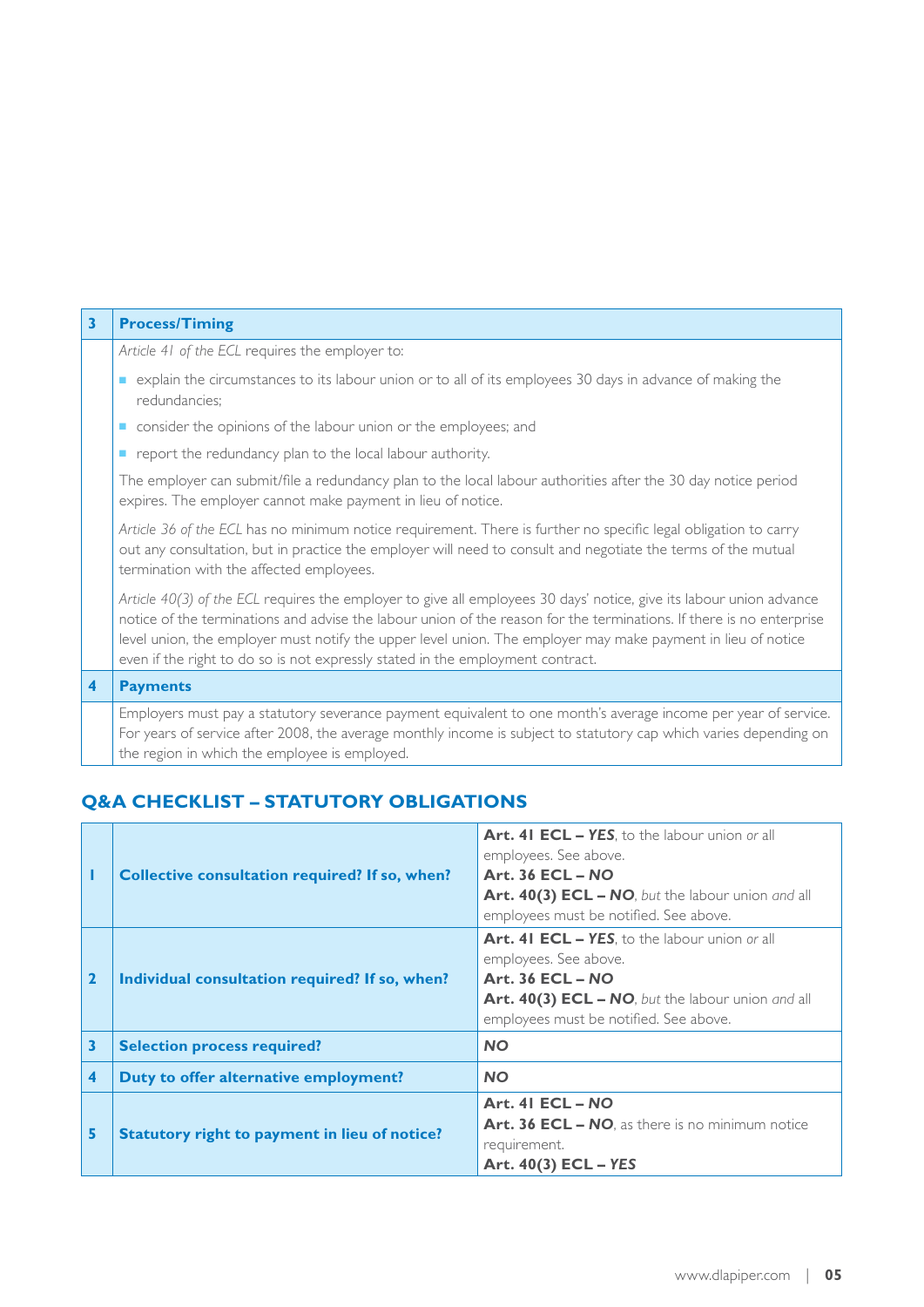| 3 | **Process/Timing** |
|---|---|
| | *Article 41 of the ECL* requires the employer to:<br>■ explain the circumstances to its labour union or to all of its employees 30 days in advance of making the redundancies;<br>■ consider the opinions of the labour union or the employees; and<br>■ report the redundancy plan to the local labour authority.<br>The employer can submit/file a redundancy plan to the local labour authorities after the 30 day notice period expires. The employer cannot make payment in lieu of notice.<br>*Article 36 of the ECL* has no minimum notice requirement. There is further no specific legal obligation to carry out any consultation, but in practice the employer will need to consult and negotiate the terms of the mutual termination with the affected employees.<br>*Article 40(3) of the ECL* requires the employer to give all employees 30 days' notice, give its labour union advance notice of the terminations and advise the labour union of the reason for the terminations. If there is no enterprise level union, the employer must notify the upper level union. The employer may make payment in lieu of notice even if the right to do so is not expressly stated in the employment contract. |
| **4** | **Payments** |
| | Employers must pay a statutory severance payment equivalent to one month's average income per year of service. For years of service after 2008, the average monthly income is subject to statutory cap which varies depending on the region in which the employee is employed. |

## Q&A CHECKLIST – STATUTORY OBLIGATIONS

| | | |
|---|---|---|
| **1** | **Collective consultation required? If so, when?** | **Art. 41 ECL –** ***YES***, to the labour union *or* all employees. See above.<br>**Art. 36 ECL –** ***NO***<br>**Art. 40(3) ECL –** ***NO***, *but* the labour union *and* all employees must be notified. See above. |
| **2** | **Individual consultation required? If so, when?** | **Art. 41 ECL –** ***YES***, to the labour union *or* all employees. See above.<br>**Art. 36 ECL –** ***NO***<br>**Art. 40(3) ECL –** ***NO***, *but* the labour union *and* all employees must be notified. See above. |
| **3** | **Selection process required?** | ***NO*** |
| **4** | **Duty to offer alternative employment?** | ***NO*** |
| **5** | **Statutory right to payment in lieu of notice?** | **Art. 41 ECL –** ***NO***<br>**Art. 36 ECL –** ***NO***, as there is no minimum notice requirement.<br>**Art. 40(3) ECL –** ***YES*** |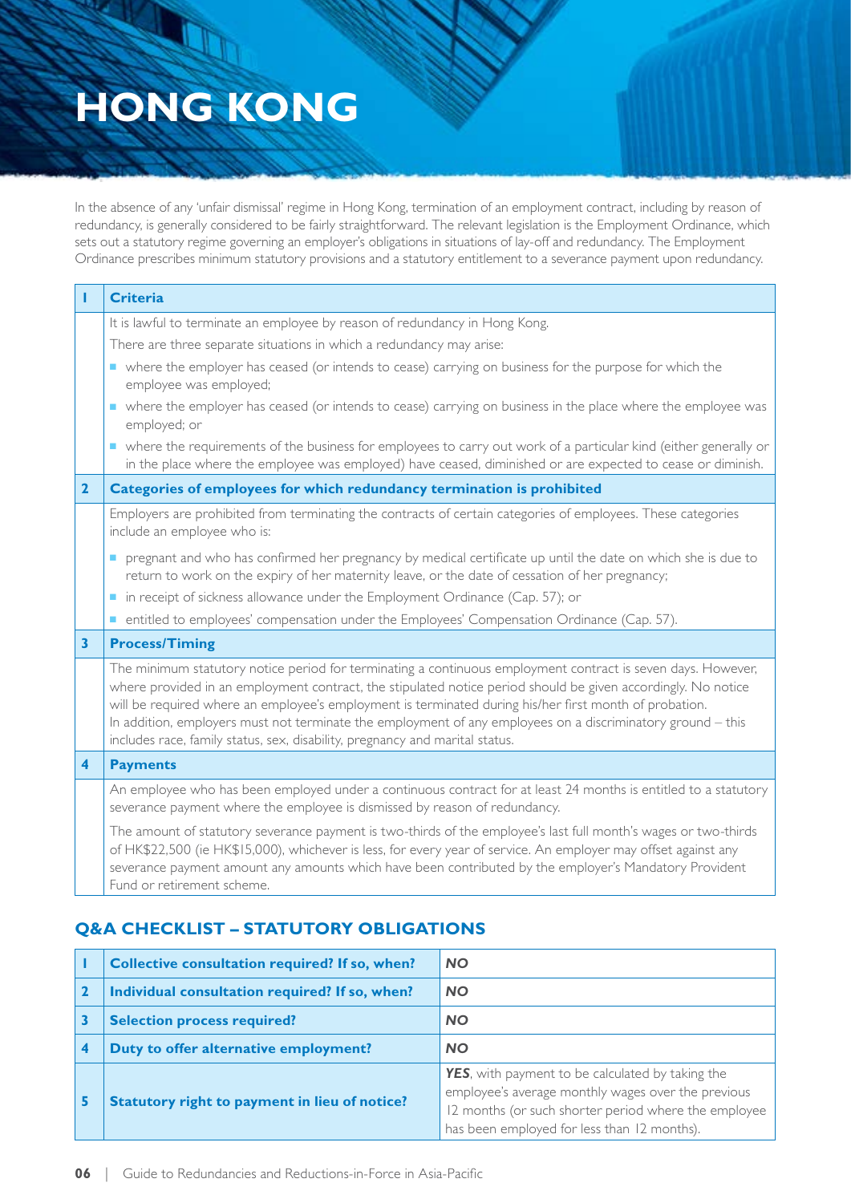# HONG KONG

In the absence of any 'unfair dismissal' regime in Hong Kong, termination of an employment contract, including by reason of redundancy, is generally considered to be fairly straightforward. The relevant legislation is the Employment Ordinance, which sets out a statutory regime governing an employer's obligations in situations of lay-off and redundancy. The Employment Ordinance prescribes minimum statutory provisions and a statutory entitlement to a severance payment upon redundancy.

| | |
|---|---|
| **1** | **Criteria** |
| | It is lawful to terminate an employee by reason of redundancy in Hong Kong.<br>There are three separate situations in which a redundancy may arise:<br>▪ where the employer has ceased (or intends to cease) carrying on business for the purpose for which the employee was employed;<br>▪ where the employer has ceased (or intends to cease) carrying on business in the place where the employee was employed; or<br>▪ where the requirements of the business for employees to carry out work of a particular kind (either generally or in the place where the employee was employed) have ceased, diminished or are expected to cease or diminish. |
| **2** | **Categories of employees for which redundancy termination is prohibited** |
| | Employers are prohibited from terminating the contracts of certain categories of employees. These categories include an employee who is:<br>▪ pregnant and who has confirmed her pregnancy by medical certificate up until the date on which she is due to return to work on the expiry of her maternity leave, or the date of cessation of her pregnancy;<br>▪ in receipt of sickness allowance under the Employment Ordinance (Cap. 57); or<br>▪ entitled to employees' compensation under the Employees' Compensation Ordinance (Cap. 57). |
| **3** | **Process/Timing** |
| | The minimum statutory notice period for terminating a continuous employment contract is seven days. However, where provided in an employment contract, the stipulated notice period should be given accordingly. No notice will be required where an employee's employment is terminated during his/her first month of probation.<br>In addition, employers must not terminate the employment of any employees on a discriminatory ground – this includes race, family status, sex, disability, pregnancy and marital status. |
| **4** | **Payments** |
| | An employee who has been employed under a continuous contract for at least 24 months is entitled to a statutory severance payment where the employee is dismissed by reason of redundancy.<br>The amount of statutory severance payment is two-thirds of the employee's last full month's wages or two-thirds of HK$22,500 (ie HK$15,000), whichever is less, for every year of service. An employer may offset against any severance payment amount any amounts which have been contributed by the employer's Mandatory Provident Fund or retirement scheme. |

## Q&A CHECKLIST – STATUTORY OBLIGATIONS

| | | |
|---|---|---|
| **1** | **Collective consultation required? If so, when?** | ***NO*** |
| **2** | **Individual consultation required? If so, when?** | ***NO*** |
| **3** | **Selection process required?** | ***NO*** |
| **4** | **Duty to offer alternative employment?** | ***NO*** |
| **5** | **Statutory right to payment in lieu of notice?** | ***YES***, with payment to be calculated by taking the employee's average monthly wages over the previous 12 months (or such shorter period where the employee has been employed for less than 12 months). |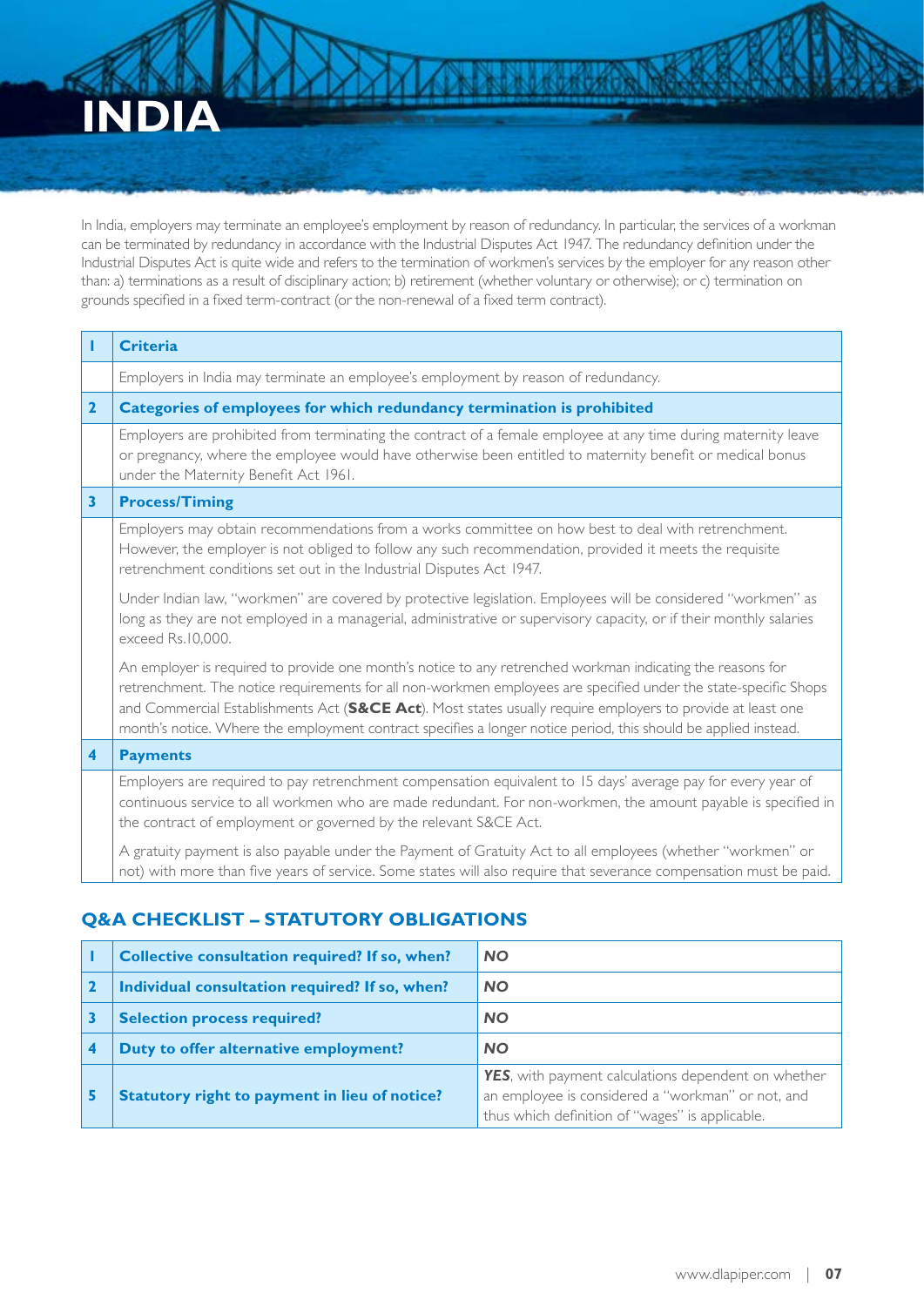# INDIA

In India, employers may terminate an employee's employment by reason of redundancy. In particular, the services of a workman can be terminated by redundancy in accordance with the Industrial Disputes Act 1947. The redundancy definition under the Industrial Disputes Act is quite wide and refers to the termination of workmen's services by the employer for any reason other than: a) terminations as a result of disciplinary action; b) retirement (whether voluntary or otherwise); or c) termination on grounds specified in a fixed term-contract (or the non-renewal of a fixed term contract).

| 1 | **Criteria** |
|---|---|
| | Employers in India may terminate an employee's employment by reason of redundancy. |
| **2** | **Categories of employees for which redundancy termination is prohibited** |
| | Employers are prohibited from terminating the contract of a female employee at any time during maternity leave or pregnancy, where the employee would have otherwise been entitled to maternity benefit or medical bonus under the Maternity Benefit Act 1961. |
| **3** | **Process/Timing** |
| | Employers may obtain recommendations from a works committee on how best to deal with retrenchment. However, the employer is not obliged to follow any such recommendation, provided it meets the requisite retrenchment conditions set out in the Industrial Disputes Act 1947.<br><br>Under Indian law, "workmen" are covered by protective legislation. Employees will be considered "workmen" as long as they are not employed in a managerial, administrative or supervisory capacity, or if their monthly salaries exceed Rs.10,000.<br><br>An employer is required to provide one month's notice to any retrenched workman indicating the reasons for retrenchment. The notice requirements for all non-workmen employees are specified under the state-specific Shops and Commercial Establishments Act (**S&CE Act**). Most states usually require employers to provide at least one month's notice. Where the employment contract specifies a longer notice period, this should be applied instead. |
| **4** | **Payments** |
| | Employers are required to pay retrenchment compensation equivalent to 15 days' average pay for every year of continuous service to all workmen who are made redundant. For non-workmen, the amount payable is specified in the contract of employment or governed by the relevant S&CE Act.<br><br>A gratuity payment is also payable under the Payment of Gratuity Act to all employees (whether "workmen" or not) with more than five years of service. Some states will also require that severance compensation must be paid. |

## Q&A CHECKLIST – STATUTORY OBLIGATIONS

| 1 | **Collective consultation required? If so, when?** | ***NO*** |
|---|---|---|
| **2** | **Individual consultation required? If so, when?** | ***NO*** |
| **3** | **Selection process required?** | ***NO*** |
| **4** | **Duty to offer alternative employment?** | ***NO*** |
| **5** | **Statutory right to payment in lieu of notice?** | ***YES***, with payment calculations dependent on whether an employee is considered a "workman" or not, and thus which definition of "wages" is applicable. |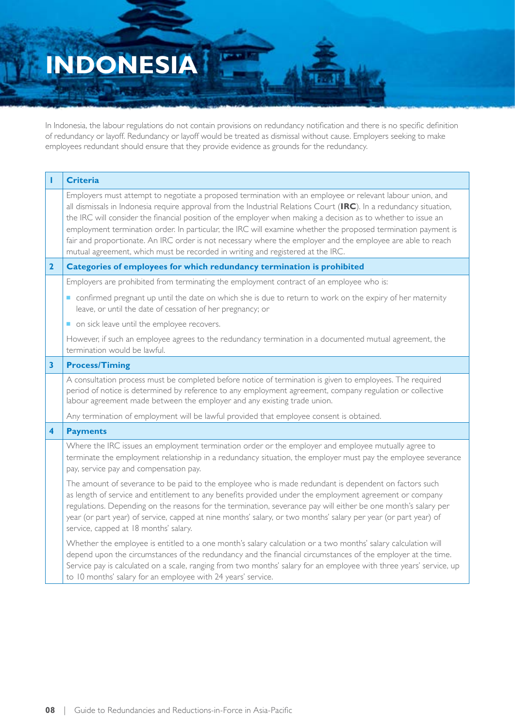# INDONESIA

In Indonesia, the labour regulations do not contain provisions on redundancy notification and there is no specific definition of redundancy or layoff. Redundancy or layoff would be treated as dismissal without cause. Employers seeking to make employees redundant should ensure that they provide evidence as grounds for the redundancy.

| 1 | Criteria |
|---|---|
| | Employers must attempt to negotiate a proposed termination with an employee or relevant labour union, and all dismissals in Indonesia require approval from the Industrial Relations Court (**IRC**). In a redundancy situation, the IRC will consider the financial position of the employer when making a decision as to whether to issue an employment termination order. In particular, the IRC will examine whether the proposed termination payment is fair and proportionate. An IRC order is not necessary where the employer and the employee are able to reach mutual agreement, which must be recorded in writing and registered at the IRC. |
| **2** | **Categories of employees for which redundancy termination is prohibited** |
| | Employers are prohibited from terminating the employment contract of an employee who is:<br>▪ confirmed pregnant up until the date on which she is due to return to work on the expiry of her maternity leave, or until the date of cessation of her pregnancy; or<br>▪ on sick leave until the employee recovers.<br>However, if such an employee agrees to the redundancy termination in a documented mutual agreement, the termination would be lawful. |
| **3** | **Process/Timing** |
| | A consultation process must be completed before notice of termination is given to employees. The required period of notice is determined by reference to any employment agreement, company regulation or collective labour agreement made between the employer and any existing trade union.<br>Any termination of employment will be lawful provided that employee consent is obtained. |
| **4** | **Payments** |
| | Where the IRC issues an employment termination order or the employer and employee mutually agree to terminate the employment relationship in a redundancy situation, the employer must pay the employee severance pay, service pay and compensation pay.<br>The amount of severance to be paid to the employee who is made redundant is dependent on factors such as length of service and entitlement to any benefits provided under the employment agreement or company regulations. Depending on the reasons for the termination, severance pay will either be one month's salary per year (or part year) of service, capped at nine months' salary, or two months' salary per year (or part year) of service, capped at 18 months' salary.<br>Whether the employee is entitled to a one month's salary calculation or a two months' salary calculation will depend upon the circumstances of the redundancy and the financial circumstances of the employer at the time. Service pay is calculated on a scale, ranging from two months' salary for an employee with three years' service, up to 10 months' salary for an employee with 24 years' service. |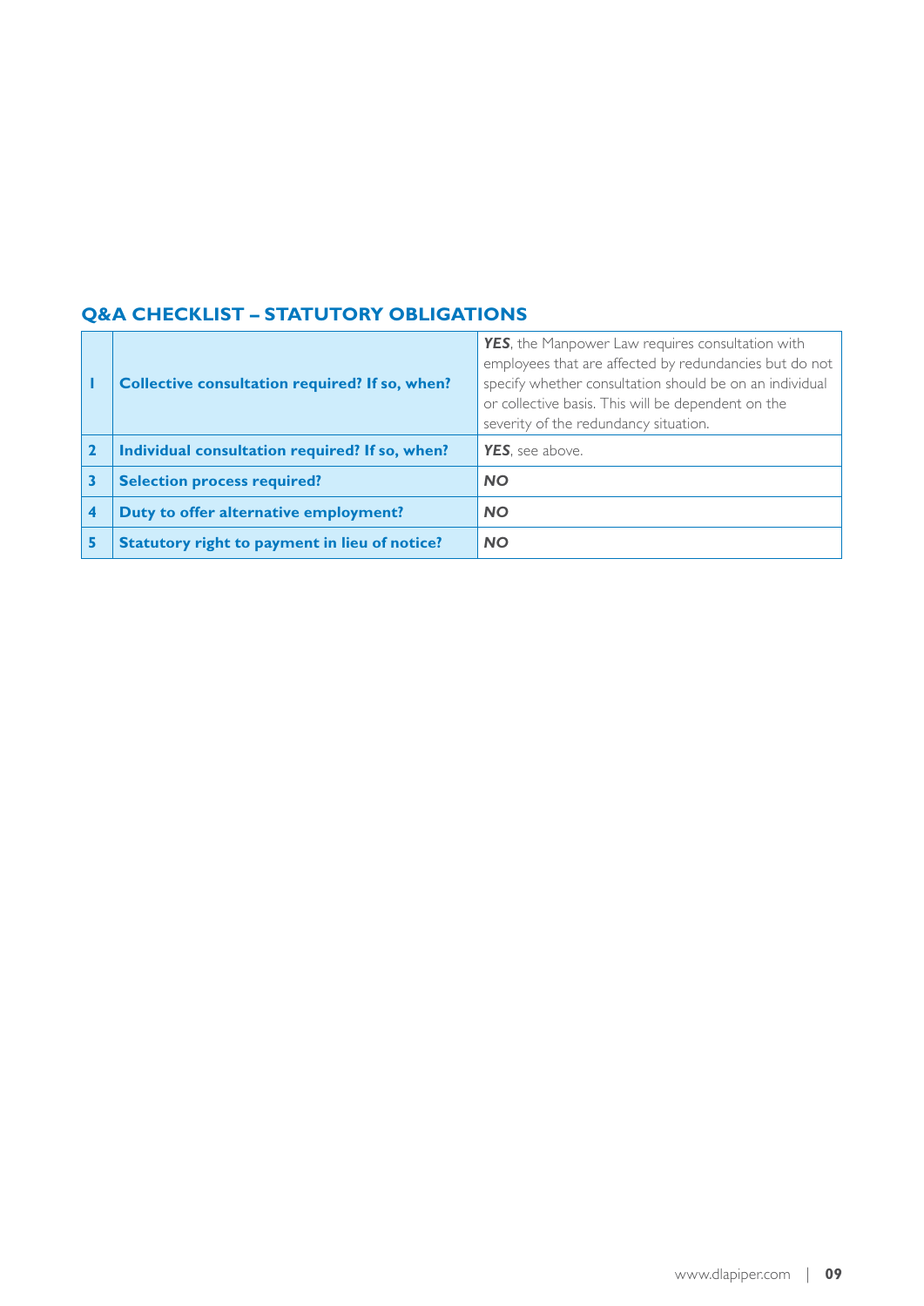## Q&A CHECKLIST – STATUTORY OBLIGATIONS

| | | |
|---|---|---|
| **1** | **Collective consultation required? If so, when?** | ***YES***, the Manpower Law requires consultation with employees that are affected by redundancies but do not specify whether consultation should be on an individual or collective basis. This will be dependent on the severity of the redundancy situation. |
| **2** | **Individual consultation required? If so, when?** | ***YES***, see above. |
| **3** | **Selection process required?** | ***NO*** |
| **4** | **Duty to offer alternative employment?** | ***NO*** |
| **5** | **Statutory right to payment in lieu of notice?** | ***NO*** |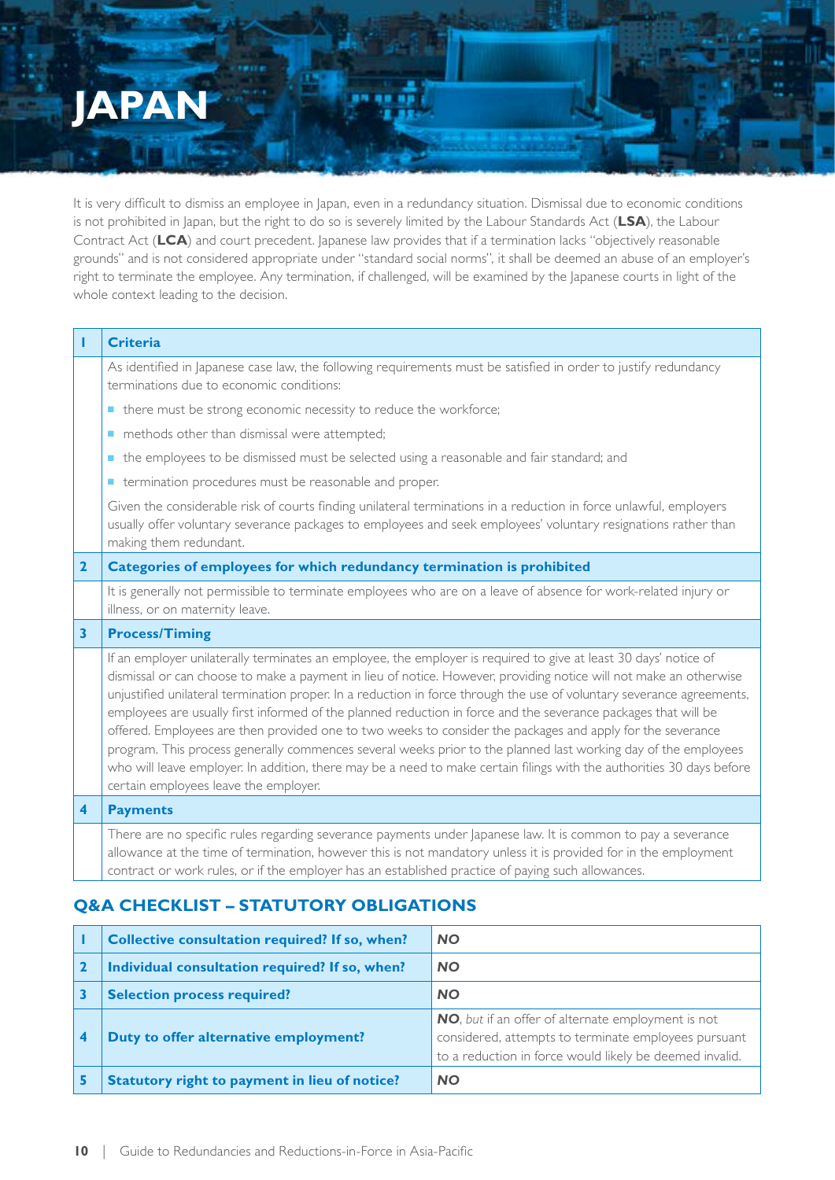# JAPAN

It is very difficult to dismiss an employee in Japan, even in a redundancy situation. Dismissal due to economic conditions is not prohibited in Japan, but the right to do so is severely limited by the Labour Standards Act (**LSA**), the Labour Contract Act (**LCA**) and court precedent. Japanese law provides that if a termination lacks "objectively reasonable grounds" and is not considered appropriate under "standard social norms", it shall be deemed an abuse of an employer's right to terminate the employee. Any termination, if challenged, will be examined by the Japanese courts in light of the whole context leading to the decision.

| | |
|---|---|
| **1** | **Criteria** |
| | As identified in Japanese case law, the following requirements must be satisfied in order to justify redundancy terminations due to economic conditions:<br>• there must be strong economic necessity to reduce the workforce;<br>• methods other than dismissal were attempted;<br>• the employees to be dismissed must be selected using a reasonable and fair standard; and<br>• termination procedures must be reasonable and proper.<br>Given the considerable risk of courts finding unilateral terminations in a reduction in force unlawful, employers usually offer voluntary severance packages to employees and seek employees' voluntary resignations rather than making them redundant. |
| **2** | **Categories of employees for which redundancy termination is prohibited** |
| | It is generally not permissible to terminate employees who are on a leave of absence for work-related injury or illness, or on maternity leave. |
| **3** | **Process/Timing** |
| | If an employer unilaterally terminates an employee, the employer is required to give at least 30 days' notice of dismissal or can choose to make a payment in lieu of notice. However, providing notice will not make an otherwise unjustified unilateral termination proper. In a reduction in force through the use of voluntary severance agreements, employees are usually first informed of the planned reduction in force and the severance packages that will be offered. Employees are then provided one to two weeks to consider the packages and apply for the severance program. This process generally commences several weeks prior to the planned last working day of the employees who will leave employer. In addition, there may be a need to make certain filings with the authorities 30 days before certain employees leave the employer. |
| **4** | **Payments** |
| | There are no specific rules regarding severance payments under Japanese law. It is common to pay a severance allowance at the time of termination, however this is not mandatory unless it is provided for in the employment contract or work rules, or if the employer has an established practice of paying such allowances. |

## Q&A CHECKLIST – STATUTORY OBLIGATIONS

| | | |
|---|---|---|
| **1** | **Collective consultation required? If so, when?** | ***NO*** |
| **2** | **Individual consultation required? If so, when?** | ***NO*** |
| **3** | **Selection process required?** | ***NO*** |
| **4** | **Duty to offer alternative employment?** | ***NO***, *but* if an offer of alternate employment is not considered, attempts to terminate employees pursuant to a reduction in force would likely be deemed invalid. |
| **5** | **Statutory right to payment in lieu of notice?** | ***NO*** |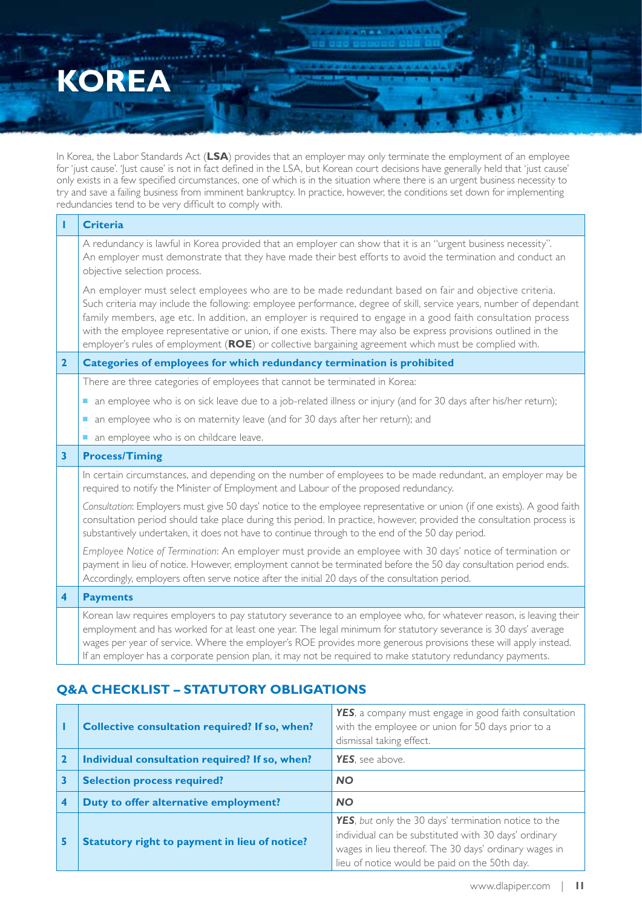# KOREA

In Korea, the Labor Standards Act (**LSA**) provides that an employer may only terminate the employment of an employee for 'just cause'. 'Just cause' is not in fact defined in the LSA, but Korean court decisions have generally held that 'just cause' only exists in a few specified circumstances, one of which is in the situation where there is an urgent business necessity to try and save a failing business from imminent bankruptcy. In practice, however, the conditions set down for implementing redundancies tend to be very difficult to comply with.

| | |
|---|---|
| **1** | **Criteria** |
| | A redundancy is lawful in Korea provided that an employer can show that it is an "urgent business necessity". An employer must demonstrate that they have made their best efforts to avoid the termination and conduct an objective selection process.<br><br>An employer must select employees who are to be made redundant based on fair and objective criteria. Such criteria may include the following: employee performance, degree of skill, service years, number of dependant family members, age etc. In addition, an employer is required to engage in a good faith consultation process with the employee representative or union, if one exists. There may also be express provisions outlined in the employer's rules of employment (**ROE**) or collective bargaining agreement which must be complied with. |
| **2** | **Categories of employees for which redundancy termination is prohibited** |
| | There are three categories of employees that cannot be terminated in Korea:<br>■ an employee who is on sick leave due to a job-related illness or injury (and for 30 days after his/her return);<br>■ an employee who is on maternity leave (and for 30 days after her return); and<br>■ an employee who is on childcare leave. |
| **3** | **Process/Timing** |
| | In certain circumstances, and depending on the number of employees to be made redundant, an employer may be required to notify the Minister of Employment and Labour of the proposed redundancy.<br><br>*Consultation*: Employers must give 50 days' notice to the employee representative or union (if one exists). A good faith consultation period should take place during this period. In practice, however, provided the consultation process is substantively undertaken, it does not have to continue through to the end of the 50 day period.<br><br>*Employee Notice of Termination*: An employer must provide an employee with 30 days' notice of termination or payment in lieu of notice. However, employment cannot be terminated before the 50 day consultation period ends. Accordingly, employers often serve notice after the initial 20 days of the consultation period. |
| **4** | **Payments** |
| | Korean law requires employers to pay statutory severance to an employee who, for whatever reason, is leaving their employment and has worked for at least one year. The legal minimum for statutory severance is 30 days' average wages per year of service. Where the employer's ROE provides more generous provisions these will apply instead. If an employer has a corporate pension plan, it may not be required to make statutory redundancy payments. |

## Q&A CHECKLIST – STATUTORY OBLIGATIONS

| | | |
|---|---|---|
| **1** | **Collective consultation required? If so, when?** | ***YES***, a company must engage in good faith consultation with the employee or union for 50 days prior to a dismissal taking effect. |
| **2** | **Individual consultation required? If so, when?** | ***YES***, see above. |
| **3** | **Selection process required?** | ***NO*** |
| **4** | **Duty to offer alternative employment?** | ***NO*** |
| **5** | **Statutory right to payment in lieu of notice?** | ***YES***, *but* only the 30 days' termination notice to the individual can be substituted with 30 days' ordinary wages in lieu thereof. The 30 days' ordinary wages in lieu of notice would be paid on the 50th day. |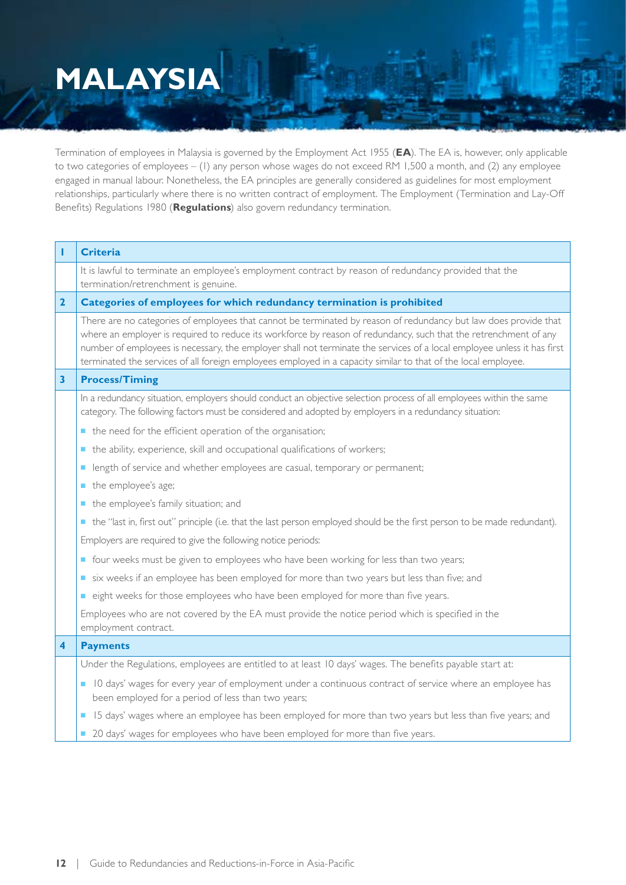# MALAYSIA

Termination of employees in Malaysia is governed by the Employment Act 1955 (**EA**). The EA is, however, only applicable to two categories of employees – (1) any person whose wages do not exceed RM 1,500 a month, and (2) any employee engaged in manual labour. Nonetheless, the EA principles are generally considered as guidelines for most employment relationships, particularly where there is no written contract of employment. The Employment (Termination and Lay-Off Benefits) Regulations 1980 (**Regulations**) also govern redundancy termination.

## 1 Criteria

It is lawful to terminate an employee's employment contract by reason of redundancy provided that the termination/retrenchment is genuine.

## 2 Categories of employees for which redundancy termination is prohibited

There are no categories of employees that cannot be terminated by reason of redundancy but law does provide that where an employer is required to reduce its workforce by reason of redundancy, such that the retrenchment of any number of employees is necessary, the employer shall not terminate the services of a local employee unless it has first terminated the services of all foreign employees employed in a capacity similar to that of the local employee.

## 3 Process/Timing

In a redundancy situation, employers should conduct an objective selection process of all employees within the same category. The following factors must be considered and adopted by employers in a redundancy situation:

- the need for the efficient operation of the organisation;
- the ability, experience, skill and occupational qualifications of workers;
- length of service and whether employees are casual, temporary or permanent;
- the employee's age;
- the employee's family situation; and
- the "last in, first out" principle (i.e. that the last person employed should be the first person to be made redundant).

Employers are required to give the following notice periods:

- four weeks must be given to employees who have been working for less than two years;
- six weeks if an employee has been employed for more than two years but less than five; and
- eight weeks for those employees who have been employed for more than five years.

Employees who are not covered by the EA must provide the notice period which is specified in the employment contract.

## 4 Payments

Under the Regulations, employees are entitled to at least 10 days' wages. The benefits payable start at:

- 10 days' wages for every year of employment under a continuous contract of service where an employee has been employed for a period of less than two years;
- 15 days' wages where an employee has been employed for more than two years but less than five years; and
- 20 days' wages for employees who have been employed for more than five years.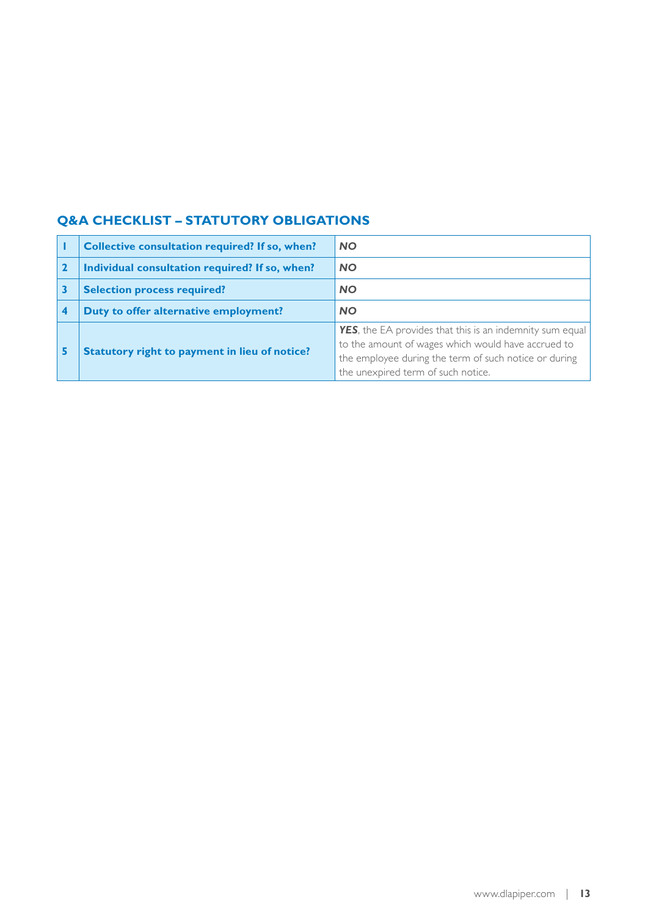## Q&A CHECKLIST – STATUTORY OBLIGATIONS

| | | |
|---|---|---|
| 1 | **Collective consultation required? If so, when?** | ***NO*** |
| 2 | **Individual consultation required? If so, when?** | ***NO*** |
| 3 | **Selection process required?** | ***NO*** |
| 4 | **Duty to offer alternative employment?** | ***NO*** |
| 5 | **Statutory right to payment in lieu of notice?** | ***YES***, the EA provides that this is an indemnity sum equal to the amount of wages which would have accrued to the employee during the term of such notice or during the unexpired term of such notice. |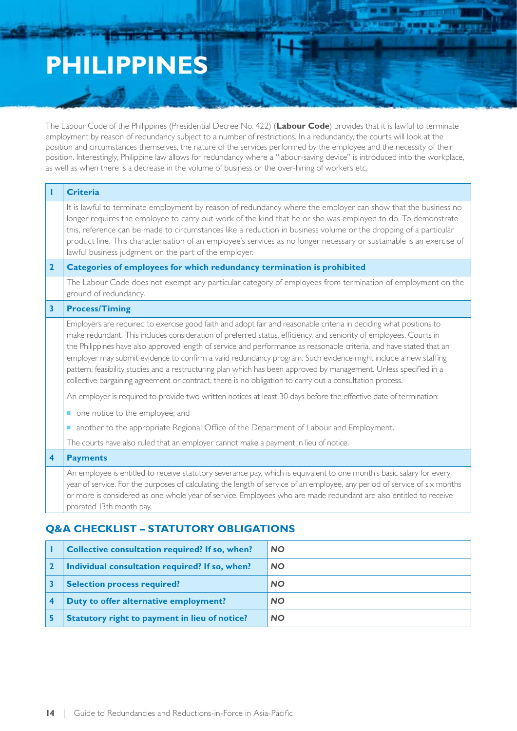# PHILIPPINES

The Labour Code of the Philippines (Presidential Decree No. 422) (**Labour Code**) provides that it is lawful to terminate employment by reason of redundancy subject to a number of restrictions. In a redundancy, the courts will look at the position and circumstances themselves, the nature of the services performed by the employee and the necessity of their position. Interestingly, Philippine law allows for redundancy where a "labour-saving device" is introduced into the workplace, as well as when there is a decrease in the volume of business or the over-hiring of workers etc.

| 1 | **Criteria** |
|---|---|
| | It is lawful to terminate employment by reason of redundancy where the employer can show that the business no longer requires the employee to carry out work of the kind that he or she was employed to do. To demonstrate this, reference can be made to circumstances like a reduction in business volume or the dropping of a particular product line. This characterisation of an employee's services as no longer necessary or sustainable is an exercise of lawful business judgment on the part of the employer. |
| **2** | **Categories of employees for which redundancy termination is prohibited** |
| | The Labour Code does not exempt any particular category of employees from termination of employment on the ground of redundancy. |
| **3** | **Process/Timing** |
| | Employers are required to exercise good faith and adopt fair and reasonable criteria in deciding what positions to make redundant. This includes consideration of preferred status, efficiency, and seniority of employees. Courts in the Philippines have also approved length of service and performance as reasonable criteria, and have stated that an employer may submit evidence to confirm a valid redundancy program. Such evidence might include a new staffing pattern, feasibility studies and a restructuring plan which has been approved by management. Unless specified in a collective bargaining agreement or contract, there is no obligation to carry out a consultation process.<br><br>An employer is required to provide two written notices at least 30 days before the effective date of termination:<br>- one notice to the employee; and<br>- another to the appropriate Regional Office of the Department of Labour and Employment.<br><br>The courts have also ruled that an employer cannot make a payment in lieu of notice. |
| **4** | **Payments** |
| | An employee is entitled to receive statutory severance pay, which is equivalent to one month's basic salary for every year of service. For the purposes of calculating the length of service of an employee, any period of service of six months or more is considered as one whole year of service. Employees who are made redundant are also entitled to receive prorated 13th month pay. |

## Q&A CHECKLIST – STATUTORY OBLIGATIONS

| | | |
|---|---|---|
| **1** | **Collective consultation required? If so, when?** | ***NO*** |
| **2** | **Individual consultation required? If so, when?** | ***NO*** |
| **3** | **Selection process required?** | ***NO*** |
| **4** | **Duty to offer alternative employment?** | ***NO*** |
| **5** | **Statutory right to payment in lieu of notice?** | ***NO*** |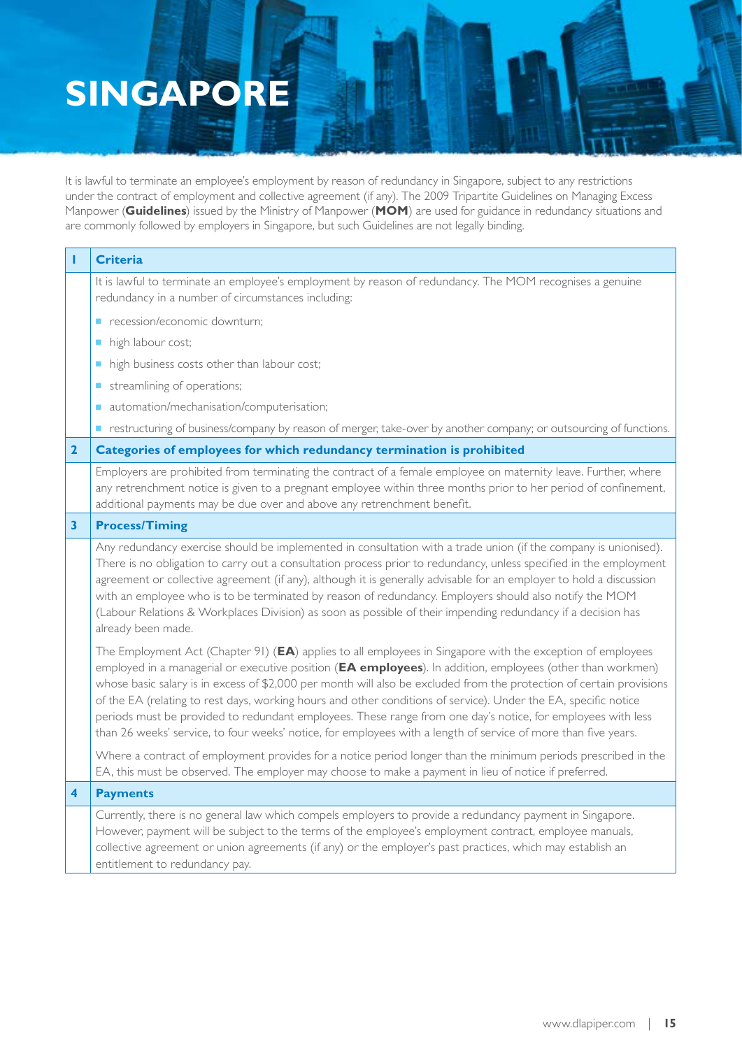# SINGAPORE

It is lawful to terminate an employee's employment by reason of redundancy in Singapore, subject to any restrictions under the contract of employment and collective agreement (if any). The 2009 Tripartite Guidelines on Managing Excess Manpower (**Guidelines**) issued by the Ministry of Manpower (**MOM**) are used for guidance in redundancy situations and are commonly followed by employers in Singapore, but such Guidelines are not legally binding.

## 1 Criteria

It is lawful to terminate an employee's employment by reason of redundancy. The MOM recognises a genuine redundancy in a number of circumstances including:

- recession/economic downturn;
- high labour cost;
- high business costs other than labour cost;
- streamlining of operations;
- automation/mechanisation/computerisation;
- restructuring of business/company by reason of merger, take-over by another company; or outsourcing of functions.

## 2 Categories of employees for which redundancy termination is prohibited

Employers are prohibited from terminating the contract of a female employee on maternity leave. Further, where any retrenchment notice is given to a pregnant employee within three months prior to her period of confinement, additional payments may be due over and above any retrenchment benefit.

## 3 Process/Timing

Any redundancy exercise should be implemented in consultation with a trade union (if the company is unionised). There is no obligation to carry out a consultation process prior to redundancy, unless specified in the employment agreement or collective agreement (if any), although it is generally advisable for an employer to hold a discussion with an employee who is to be terminated by reason of redundancy. Employers should also notify the MOM (Labour Relations & Workplaces Division) as soon as possible of their impending redundancy if a decision has already been made.

The Employment Act (Chapter 91) (**EA**) applies to all employees in Singapore with the exception of employees employed in a managerial or executive position (**EA employees**). In addition, employees (other than workmen) whose basic salary is in excess of $2,000 per month will also be excluded from the protection of certain provisions of the EA (relating to rest days, working hours and other conditions of service). Under the EA, specific notice periods must be provided to redundant employees. These range from one day's notice, for employees with less than 26 weeks' service, to four weeks' notice, for employees with a length of service of more than five years.

Where a contract of employment provides for a notice period longer than the minimum periods prescribed in the EA, this must be observed. The employer may choose to make a payment in lieu of notice if preferred.

## 4 Payments

Currently, there is no general law which compels employers to provide a redundancy payment in Singapore. However, payment will be subject to the terms of the employee's employment contract, employee manuals, collective agreement or union agreements (if any) or the employer's past practices, which may establish an entitlement to redundancy pay.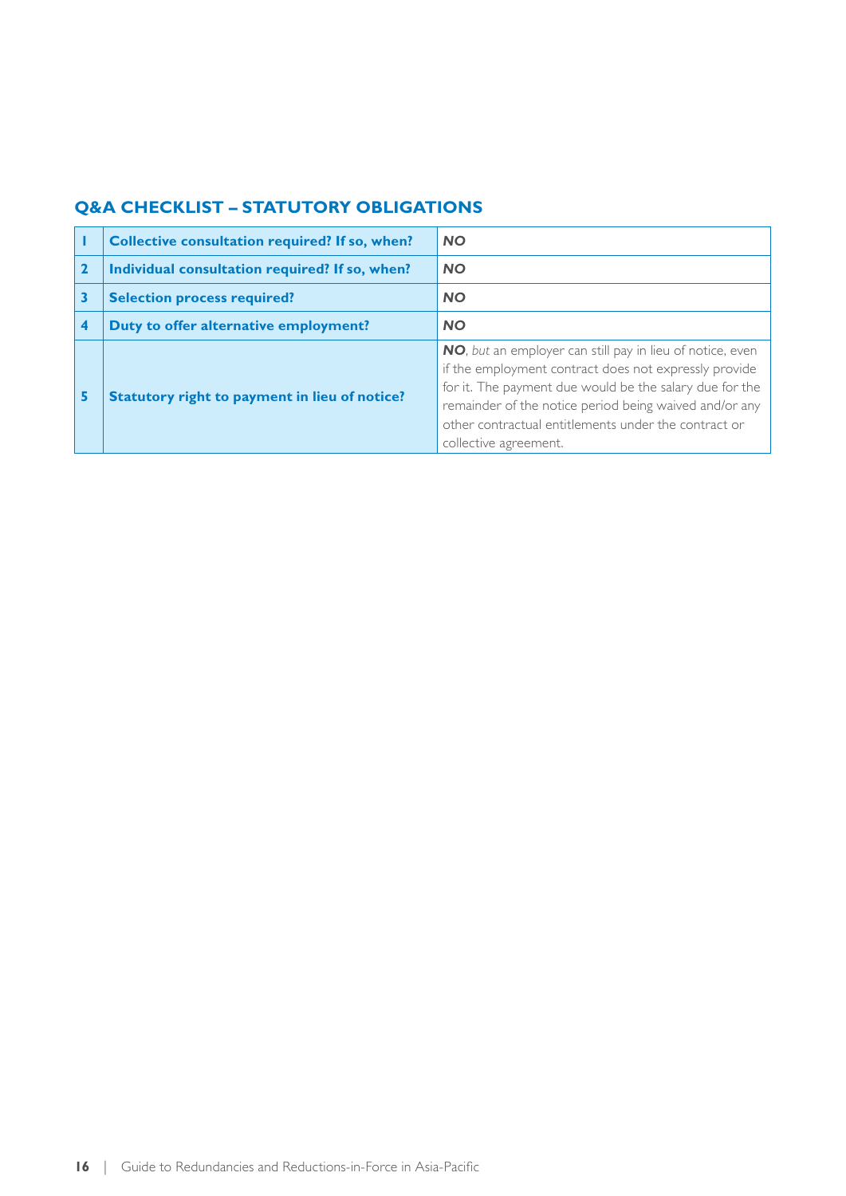## Q&A CHECKLIST – STATUTORY OBLIGATIONS

| | | |
|---|---|---|
| 1 | **Collective consultation required? If so, when?** | ***NO*** |
| 2 | **Individual consultation required? If so, when?** | ***NO*** |
| 3 | **Selection process required?** | ***NO*** |
| 4 | **Duty to offer alternative employment?** | ***NO*** |
| 5 | **Statutory right to payment in lieu of notice?** | ***NO***, *but* an employer can still pay in lieu of notice, even if the employment contract does not expressly provide for it. The payment due would be the salary due for the remainder of the notice period being waived and/or any other contractual entitlements under the contract or collective agreement. |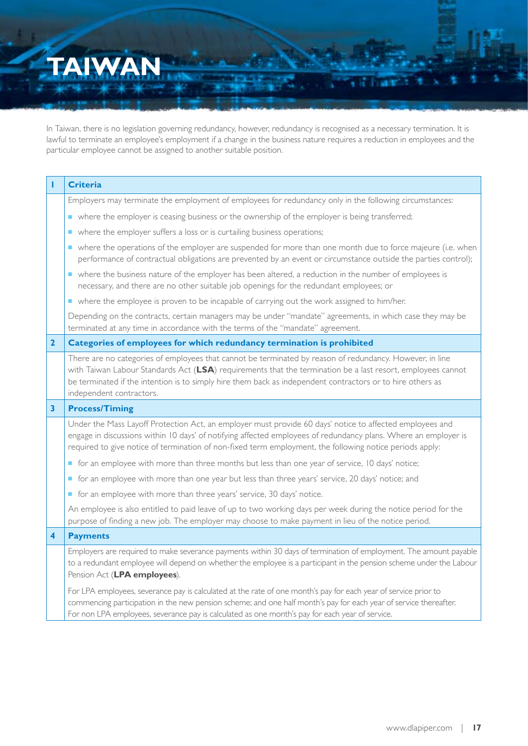# TAIWAN

In Taiwan, there is no legislation governing redundancy, however, redundancy is recognised as a necessary termination. It is lawful to terminate an employee's employment if a change in the business nature requires a reduction in employees and the particular employee cannot be assigned to another suitable position.

| 1 | **Criteria** |
|---|---|
| | Employers may terminate the employment of employees for redundancy only in the following circumstances:<br>- where the employer is ceasing business or the ownership of the employer is being transferred;<br>- where the employer suffers a loss or is curtailing business operations;<br>- where the operations of the employer are suspended for more than one month due to force majeure (i.e. when performance of contractual obligations are prevented by an event or circumstance outside the parties control);<br>- where the business nature of the employer has been altered, a reduction in the number of employees is necessary, and there are no other suitable job openings for the redundant employees; or<br>- where the employee is proven to be incapable of carrying out the work assigned to him/her.<br><br>Depending on the contracts, certain managers may be under "mandate" agreements, in which case they may be terminated at any time in accordance with the terms of the "mandate" agreement. |
| **2** | **Categories of employees for which redundancy termination is prohibited** |
| | There are no categories of employees that cannot be terminated by reason of redundancy. However, in line with Taiwan Labour Standards Act (**LSA**) requirements that the termination be a last resort, employees cannot be terminated if the intention is to simply hire them back as independent contractors or to hire others as independent contractors. |
| **3** | **Process/Timing** |
| | Under the Mass Layoff Protection Act, an employer must provide 60 days' notice to affected employees and engage in discussions within 10 days' of notifying affected employees of redundancy plans. Where an employer is required to give notice of termination of non-fixed term employment, the following notice periods apply:<br>- for an employee with more than three months but less than one year of service, 10 days' notice;<br>- for an employee with more than one year but less than three years' service, 20 days' notice; and<br>- for an employee with more than three years' service, 30 days' notice.<br><br>An employee is also entitled to paid leave of up to two working days per week during the notice period for the purpose of finding a new job. The employer may choose to make payment in lieu of the notice period. |
| **4** | **Payments** |
| | Employers are required to make severance payments within 30 days of termination of employment. The amount payable to a redundant employee will depend on whether the employee is a participant in the pension scheme under the Labour Pension Act (**LPA employees**).<br><br>For LPA employees, severance pay is calculated at the rate of one month's pay for each year of service prior to commencing participation in the new pension scheme; and one half month's pay for each year of service thereafter. For non LPA employees, severance pay is calculated as one month's pay for each year of service. |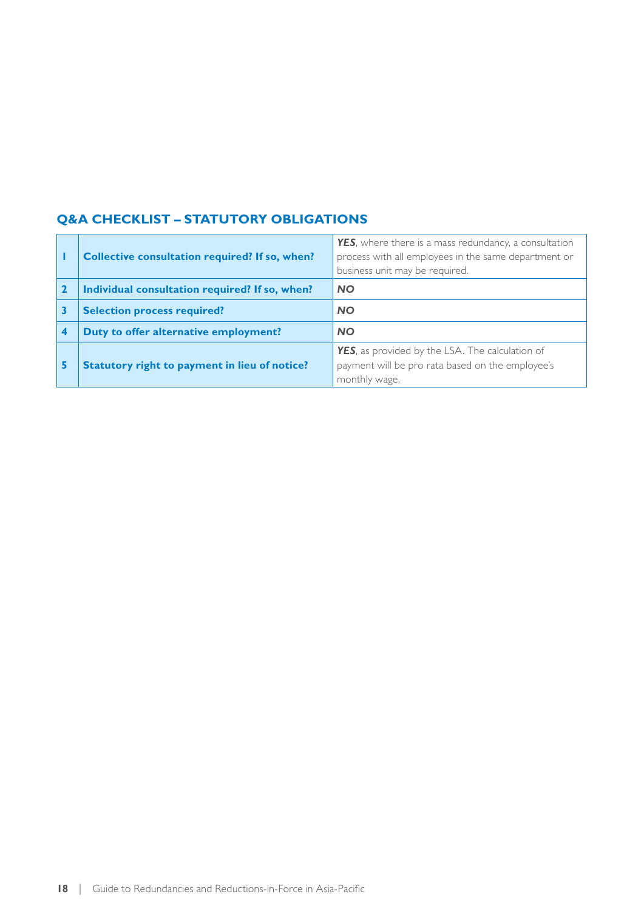## Q&A CHECKLIST – STATUTORY OBLIGATIONS

| | | |
|---|---|---|
| **1** | **Collective consultation required? If so, when?** | ***YES***, where there is a mass redundancy, a consultation process with all employees in the same department or business unit may be required. |
| **2** | **Individual consultation required? If so, when?** | ***NO*** |
| **3** | **Selection process required?** | ***NO*** |
| **4** | **Duty to offer alternative employment?** | ***NO*** |
| **5** | **Statutory right to payment in lieu of notice?** | ***YES***, as provided by the LSA. The calculation of payment will be pro rata based on the employee's monthly wage. |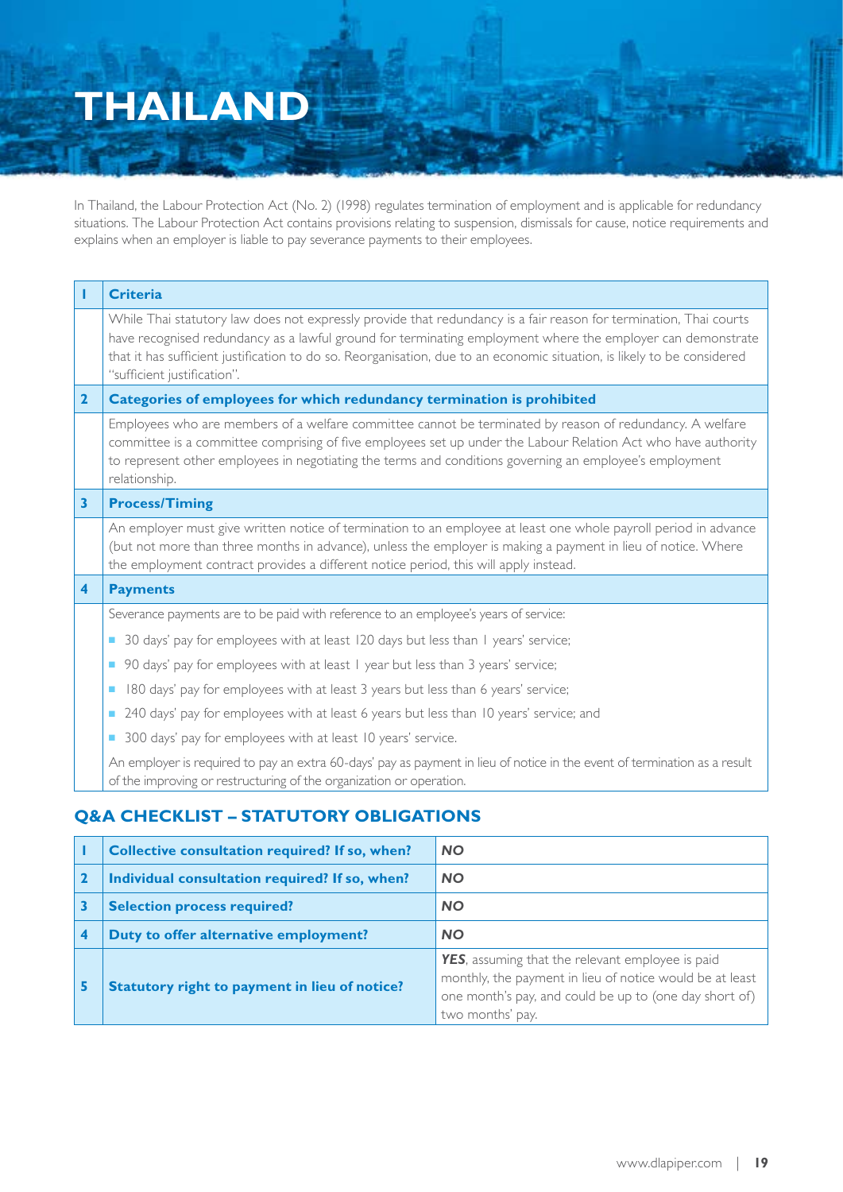# THAILAND

In Thailand, the Labour Protection Act (No. 2) (1998) regulates termination of employment and is applicable for redundancy situations. The Labour Protection Act contains provisions relating to suspension, dismissals for cause, notice requirements and explains when an employer is liable to pay severance payments to their employees.

| | |
|---|---|
| **1** | **Criteria** |
| | While Thai statutory law does not expressly provide that redundancy is a fair reason for termination, Thai courts have recognised redundancy as a lawful ground for terminating employment where the employer can demonstrate that it has sufficient justification to do so. Reorganisation, due to an economic situation, is likely to be considered "sufficient justification". |
| **2** | **Categories of employees for which redundancy termination is prohibited** |
| | Employees who are members of a welfare committee cannot be terminated by reason of redundancy. A welfare committee is a committee comprising of five employees set up under the Labour Relation Act who have authority to represent other employees in negotiating the terms and conditions governing an employee's employment relationship. |
| **3** | **Process/Timing** |
| | An employer must give written notice of termination to an employee at least one whole payroll period in advance (but not more than three months in advance), unless the employer is making a payment in lieu of notice. Where the employment contract provides a different notice period, this will apply instead. |
| **4** | **Payments** |
| | Severance payments are to be paid with reference to an employee's years of service:<br>- 30 days' pay for employees with at least 120 days but less than 1 years' service;<br>- 90 days' pay for employees with at least 1 year but less than 3 years' service;<br>- 180 days' pay for employees with at least 3 years but less than 6 years' service;<br>- 240 days' pay for employees with at least 6 years but less than 10 years' service; and<br>- 300 days' pay for employees with at least 10 years' service.<br><br>An employer is required to pay an extra 60-days' pay as payment in lieu of notice in the event of termination as a result of the improving or restructuring of the organization or operation. |

## Q&A CHECKLIST – STATUTORY OBLIGATIONS

| | | |
|---|---|---|
| **1** | **Collective consultation required? If so, when?** | ***NO*** |
| **2** | **Individual consultation required? If so, when?** | ***NO*** |
| **3** | **Selection process required?** | ***NO*** |
| **4** | **Duty to offer alternative employment?** | ***NO*** |
| **5** | **Statutory right to payment in lieu of notice?** | ***YES***, assuming that the relevant employee is paid monthly, the payment in lieu of notice would be at least one month's pay, and could be up to (one day short of) two months' pay. |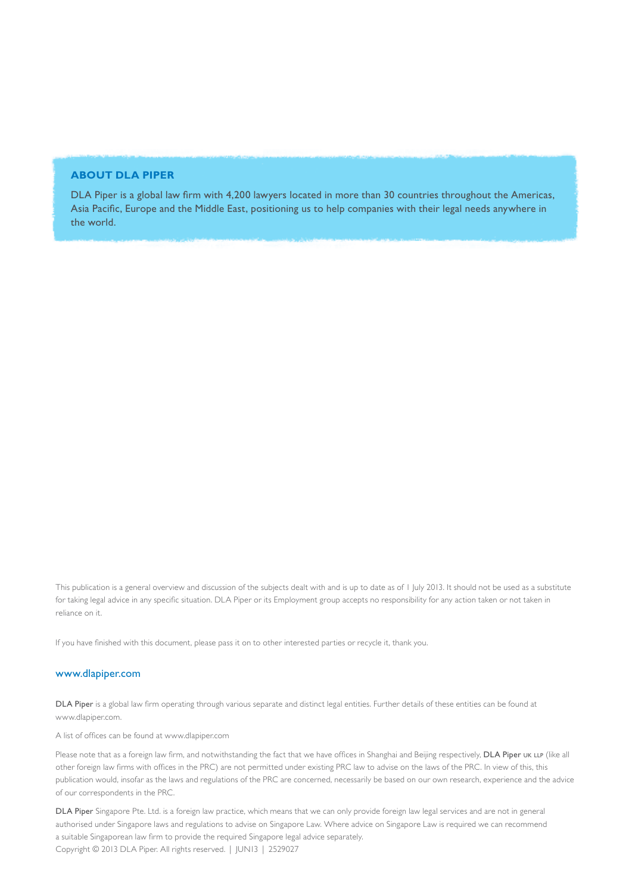## ABOUT DLA PIPER

DLA Piper is a global law firm with 4,200 lawyers located in more than 30 countries throughout the Americas, Asia Pacific, Europe and the Middle East, positioning us to help companies with their legal needs anywhere in the world.

This publication is a general overview and discussion of the subjects dealt with and is up to date as of 1 July 2013. It should not be used as a substitute for taking legal advice in any specific situation. DLA Piper or its Employment group accepts no responsibility for any action taken or not taken in reliance on it.

If you have finished with this document, please pass it on to other interested parties or recycle it, thank you.

www.dlapiper.com

**DLA Piper** is a global law firm operating through various separate and distinct legal entities. Further details of these entities can be found at www.dlapiper.com.

A list of offices can be found at www.dlapiper.com

Please note that as a foreign law firm, and notwithstanding the fact that we have offices in Shanghai and Beijing respectively, **DLA Piper** UK LLP (like all other foreign law firms with offices in the PRC) are not permitted under existing PRC law to advise on the laws of the PRC. In view of this, this publication would, insofar as the laws and regulations of the PRC are concerned, necessarily be based on our own research, experience and the advice of our correspondents in the PRC.

**DLA Piper** Singapore Pte. Ltd. is a foreign law practice, which means that we can only provide foreign law legal services and are not in general authorised under Singapore laws and regulations to advise on Singapore Law. Where advice on Singapore Law is required we can recommend a suitable Singaporean law firm to provide the required Singapore legal advice separately.

Copyright © 2013 DLA Piper. All rights reserved. | JUN13 | 2529027